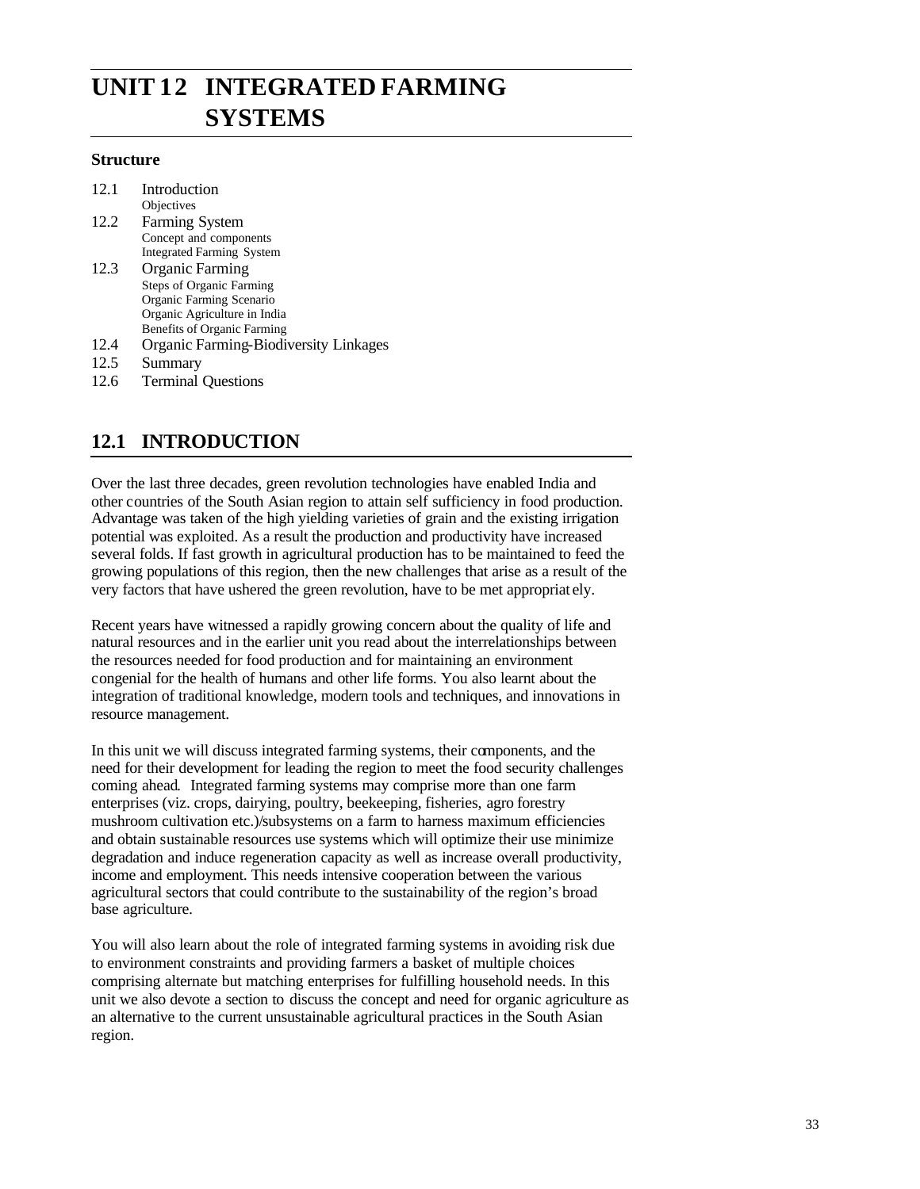# UNIT 12 INTEGRATED FARMING SYSTEMS

**Structure**

12.1 Introduction
  Objectives
12.2 Farming System
  Concept and components
  Integrated Farming System
12.3 Organic Farming
  Steps of Organic Farming
  Organic Farming Scenario
  Organic Agriculture in India
  Benefits of Organic Farming
12.4 Organic Farming-Biodiversity Linkages
12.5 Summary
12.6 Terminal Questions

## 12.1 INTRODUCTION

Over the last three decades, green revolution technologies have enabled India and other countries of the South Asian region to attain self sufficiency in food production. Advantage was taken of the high yielding varieties of grain and the existing irrigation potential was exploited. As a result the production and productivity have increased several folds. If fast growth in agricultural production has to be maintained to feed the growing populations of this region, then the new challenges that arise as a result of the very factors that have ushered the green revolution, have to be met appropriately.

Recent years have witnessed a rapidly growing concern about the quality of life and natural resources and in the earlier unit you read about the interrelationships between the resources needed for food production and for maintaining an environment congenial for the health of humans and other life forms. You also learnt about the integration of traditional knowledge, modern tools and techniques, and innovations in resource management.

In this unit we will discuss integrated farming systems, their components, and the need for their development for leading the region to meet the food security challenges coming ahead. Integrated farming systems may comprise more than one farm enterprises (viz. crops, dairying, poultry, beekeeping, fisheries, agro forestry mushroom cultivation etc.)/subsystems on a farm to harness maximum efficiencies and obtain sustainable resources use systems which will optimize their use minimize degradation and induce regeneration capacity as well as increase overall productivity, income and employment. This needs intensive cooperation between the various agricultural sectors that could contribute to the sustainability of the region's broad base agriculture.

You will also learn about the role of integrated farming systems in avoiding risk due to environment constraints and providing farmers a basket of multiple choices comprising alternate but matching enterprises for fulfilling household needs. In this unit we also devote a section to discuss the concept and need for organic agriculture as an alternative to the current unsustainable agricultural practices in the South Asian region.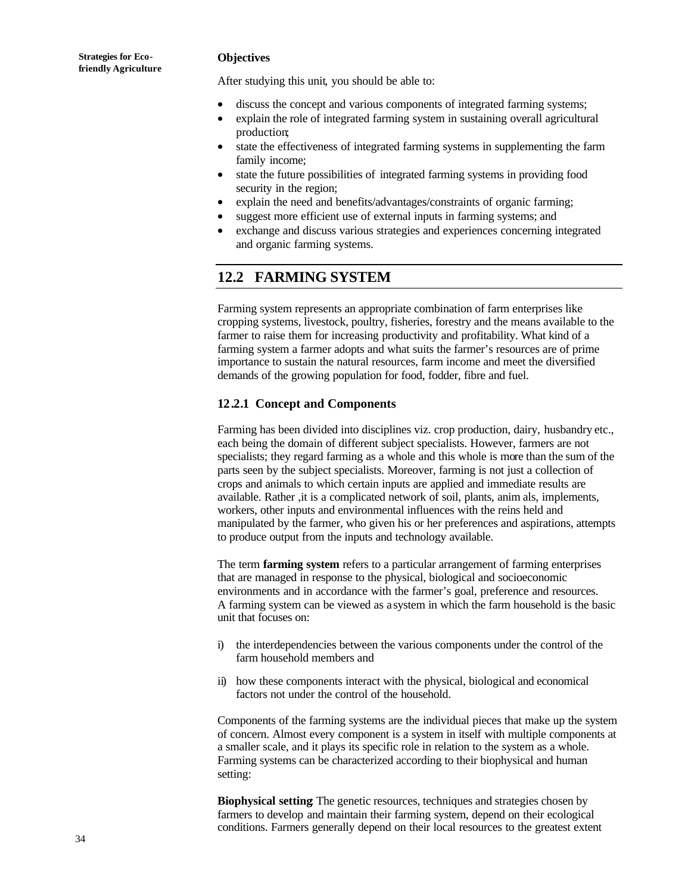**Objectives**

After studying this unit, you should be able to:

- discuss the concept and various components of integrated farming systems;
- explain the role of integrated farming system in sustaining overall agricultural production;
- state the effectiveness of integrated farming systems in supplementing the farm family income;
- state the future possibilities of integrated farming systems in providing food security in the region;
- explain the need and benefits/advantages/constraints of organic farming;
- suggest more efficient use of external inputs in farming systems; and
- exchange and discuss various strategies and experiences concerning integrated and organic farming systems.

## 12.2 FARMING SYSTEM

Farming system represents an appropriate combination of farm enterprises like cropping systems, livestock, poultry, fisheries, forestry and the means available to the farmer to raise them for increasing productivity and profitability. What kind of a farming system a farmer adopts and what suits the farmer's resources are of prime importance to sustain the natural resources, farm income and meet the diversified demands of the growing population for food, fodder, fibre and fuel.

### 12.2.1 Concept and Components

Farming has been divided into disciplines viz. crop production, dairy, husbandry etc., each being the domain of different subject specialists. However, farmers are not specialists; they regard farming as a whole and this whole is more than the sum of the parts seen by the subject specialists. Moreover, farming is not just a collection of crops and animals to which certain inputs are applied and immediate results are available. Rather ,it is a complicated network of soil, plants, anim als, implements, workers, other inputs and environmental influences with the reins held and manipulated by the farmer, who given his or her preferences and aspirations, attempts to produce output from the inputs and technology available.

The term **farming system** refers to a particular arrangement of farming enterprises that are managed in response to the physical, biological and socioeconomic environments and in accordance with the farmer's goal, preference and resources. A farming system can be viewed as a system in which the farm household is the basic unit that focuses on:

i) the interdependencies between the various components under the control of the farm household members and

ii) how these components interact with the physical, biological and economical factors not under the control of the household.

Components of the farming systems are the individual pieces that make up the system of concern. Almost every component is a system in itself with multiple components at a smaller scale, and it plays its specific role in relation to the system as a whole. Farming systems can be characterized according to their biophysical and human setting:

**Biophysical setting**: The genetic resources, techniques and strategies chosen by farmers to develop and maintain their farming system, depend on their ecological conditions. Farmers generally depend on their local resources to the greatest extent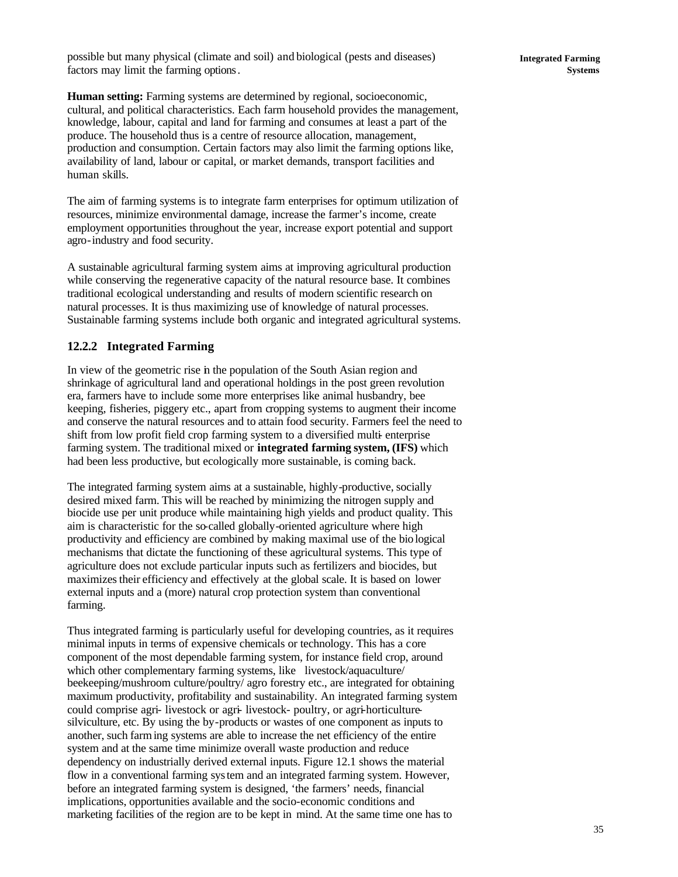possible but many physical (climate and soil) and biological (pests and diseases) factors may limit the farming options.

**Human setting:** Farming systems are determined by regional, socioeconomic, cultural, and political characteristics. Each farm household provides the management, knowledge, labour, capital and land for farming and consumes at least a part of the produce. The household thus is a centre of resource allocation, management, production and consumption. Certain factors may also limit the farming options like, availability of land, labour or capital, or market demands, transport facilities and human skills.

The aim of farming systems is to integrate farm enterprises for optimum utilization of resources, minimize environmental damage, increase the farmer's income, create employment opportunities throughout the year, increase export potential and support agro-industry and food security.

A sustainable agricultural farming system aims at improving agricultural production while conserving the regenerative capacity of the natural resource base. It combines traditional ecological understanding and results of modern scientific research on natural processes. It is thus maximizing use of knowledge of natural processes. Sustainable farming systems include both organic and integrated agricultural systems.

### 12.2.2 Integrated Farming

In view of the geometric rise in the population of the South Asian region and shrinkage of agricultural land and operational holdings in the post green revolution era, farmers have to include some more enterprises like animal husbandry, bee keeping, fisheries, piggery etc., apart from cropping systems to augment their income and conserve the natural resources and to attain food security. Farmers feel the need to shift from low profit field crop farming system to a diversified multi-enterprise farming system. The traditional mixed or **integrated farming system, (IFS)** which had been less productive, but ecologically more sustainable, is coming back.

The integrated farming system aims at a sustainable, highly-productive, socially desired mixed farm. This will be reached by minimizing the nitrogen supply and biocide use per unit produce while maintaining high yields and product quality. This aim is characteristic for the so-called globally-oriented agriculture where high productivity and efficiency are combined by making maximal use of the biological mechanisms that dictate the functioning of these agricultural systems. This type of agriculture does not exclude particular inputs such as fertilizers and biocides, but maximizes their efficiency and effectively at the global scale. It is based on lower external inputs and a (more) natural crop protection system than conventional farming.

Thus integrated farming is particularly useful for developing countries, as it requires minimal inputs in terms of expensive chemicals or technology. This has a core component of the most dependable farming system, for instance field crop, around which other complementary farming systems, like livestock/aquaculture/ beekeeping/mushroom culture/poultry/ agro forestry etc., are integrated for obtaining maximum productivity, profitability and sustainability. An integrated farming system could comprise agri- livestock or agri- livestock- poultry, or agri-horticulture-silviculture, etc. By using the by-products or wastes of one component as inputs to another, such farming systems are able to increase the net efficiency of the entire system and at the same time minimize overall waste production and reduce dependency on industrially derived external inputs. Figure 12.1 shows the material flow in a conventional farming system and an integrated farming system. However, before an integrated farming system is designed, 'the farmers' needs, financial implications, opportunities available and the socio-economic conditions and marketing facilities of the region are to be kept in mind. At the same time one has to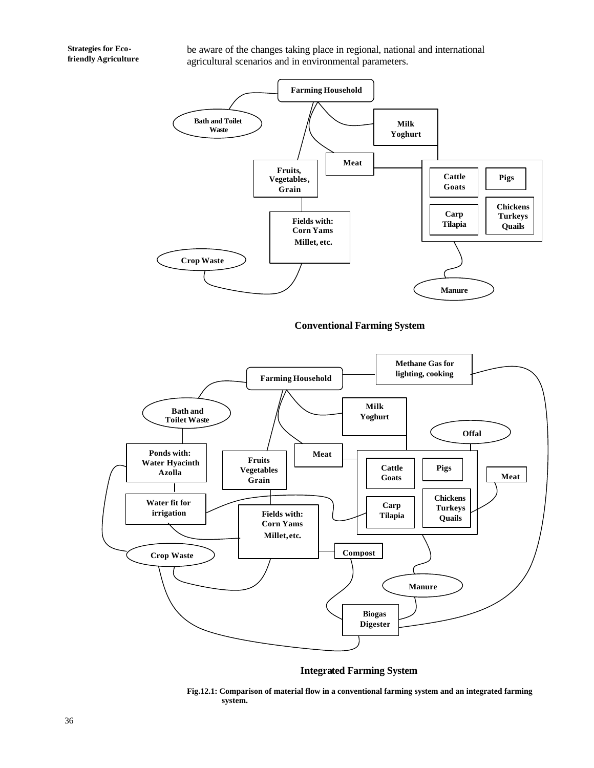be aware of the changes taking place in regional, national and international agricultural scenarios and in environmental parameters.

Farming Household

Bath and Toilet Waste

Milk Yoghurt

Meat

Fruits, Vegetables, Grain

Cattle Goats

Pigs

Carp Tilapia

Chickens Turkeys Quails

Fields with: Corn Yams Millet, etc.

Crop Waste

Manure

**Conventional Farming System**

Methane Gas for lighting, cooking

Farming Household

Bath and Toilet Waste

Milk Yoghurt

Offal

Ponds with: Water Hyacinth Azolla

Fruits Vegetables Grain

Meat

Cattle Goats

Pigs

Meat

Water fit for irrigation

Carp Tilapia

Chickens Turkeys Quails

Fields with: Corn Yams Millet, etc.

Crop Waste

Compost

Manure

Biogas Digester

**Integrated Farming System**

**Fig.12.1: Comparison of material flow in a conventional farming system and an integrated farming system.**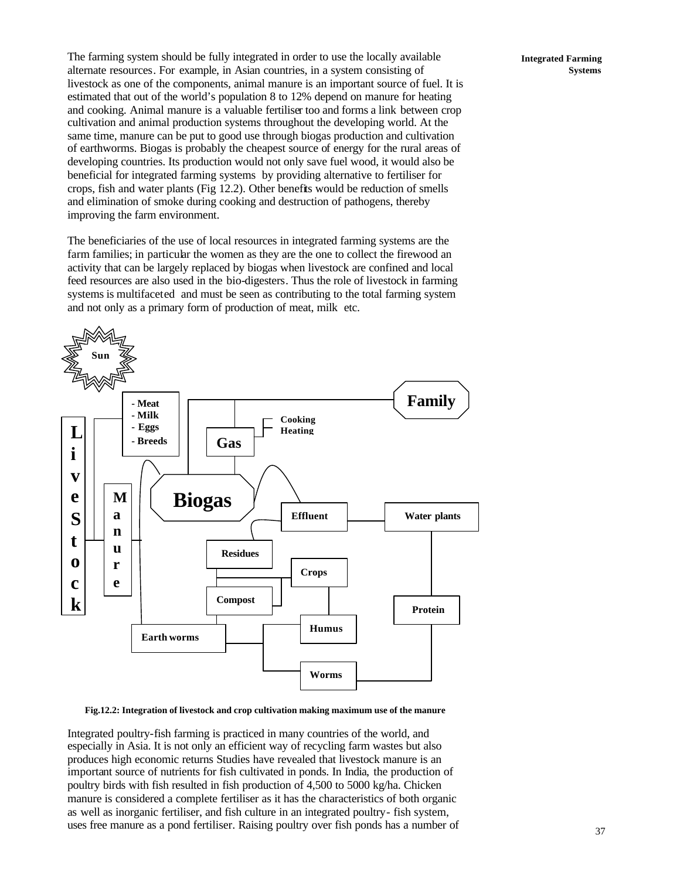The farming system should be fully integrated in order to use the locally available alternate resources. For example, in Asian countries, in a system consisting of livestock as one of the components, animal manure is an important source of fuel. It is estimated that out of the world's population 8 to 12% depend on manure for heating and cooking. Animal manure is a valuable fertiliser too and forms a link between crop cultivation and animal production systems throughout the developing world. At the same time, manure can be put to good use through biogas production and cultivation of earthworms. Biogas is probably the cheapest source of energy for the rural areas of developing countries. Its production would not only save fuel wood, it would also be beneficial for integrated farming systems by providing alternative to fertiliser for crops, fish and water plants (Fig 12.2). Other benefits would be reduction of smells and elimination of smoke during cooking and destruction of pathogens, thereby improving the farm environment.

The beneficiaries of the use of local resources in integrated farming systems are the farm families; in particular the women as they are the one to collect the firewood an activity that can be largely replaced by biogas when livestock are confined and local feed resources are also used in the bio-digesters. Thus the role of livestock in farming systems is multifaceted and must be seen as contributing to the total farming system and not only as a primary form of production of meat, milk etc.

Sun

Family

- Meat
- Milk
- Eggs
- Breeds

Cooking
Heating

Livestock

Gas

Manure

Biogas

Effluent

Water plants

Residues

Crops

Compost

Protein

Humus

Earth worms

Worms

**Fig.12.2: Integration of livestock and crop cultivation making maximum use of the manure**

Integrated poultry-fish farming is practiced in many countries of the world, and especially in Asia. It is not only an efficient way of recycling farm wastes but also produces high economic returns Studies have revealed that livestock manure is an important source of nutrients for fish cultivated in ponds. In India, the production of poultry birds with fish resulted in fish production of 4,500 to 5000 kg/ha. Chicken manure is considered a complete fertiliser as it has the characteristics of both organic as well as inorganic fertiliser, and fish culture in an integrated poultry- fish system, uses free manure as a pond fertiliser. Raising poultry over fish ponds has a number of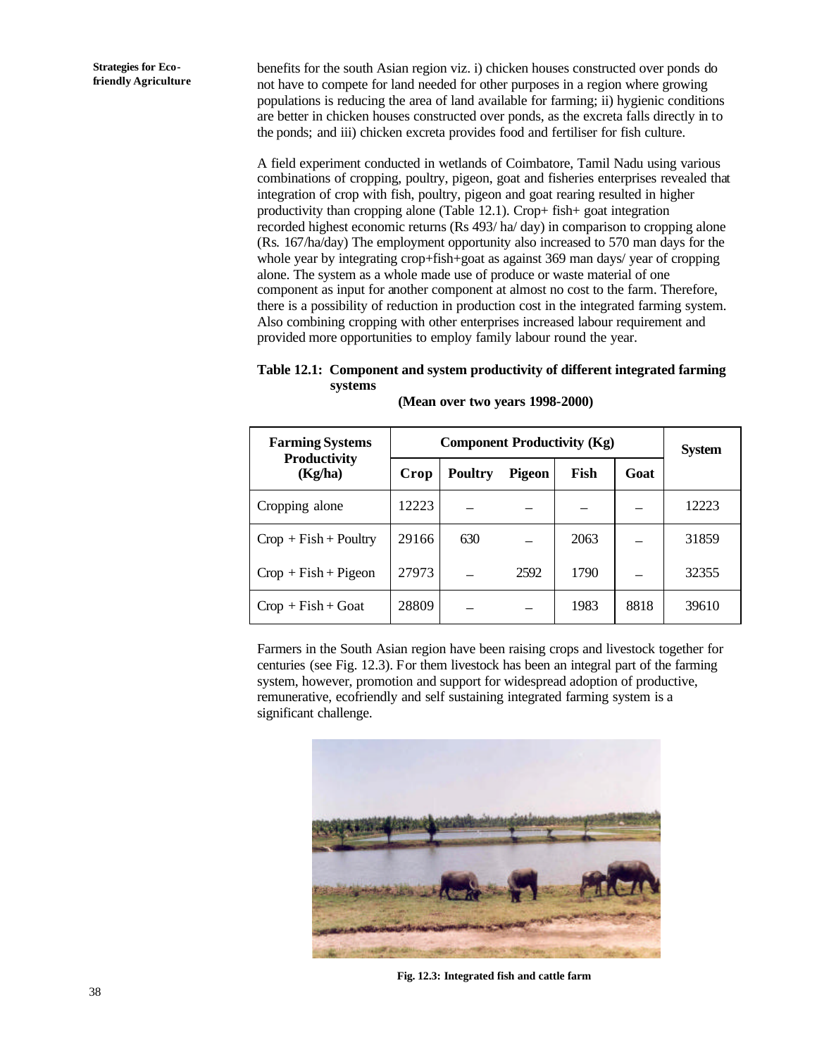benefits for the south Asian region viz. i) chicken houses constructed over ponds do not have to compete for land needed for other purposes in a region where growing populations is reducing the area of land available for farming; ii) hygienic conditions are better in chicken houses constructed over ponds, as the excreta falls directly in to the ponds; and iii) chicken excreta provides food and fertiliser for fish culture.

A field experiment conducted in wetlands of Coimbatore, Tamil Nadu using various combinations of cropping, poultry, pigeon, goat and fisheries enterprises revealed that integration of crop with fish, poultry, pigeon and goat rearing resulted in higher productivity than cropping alone (Table 12.1). Crop+ fish+ goat integration recorded highest economic returns (Rs 493/ ha/ day) in comparison to cropping alone (Rs. 167/ha/day) The employment opportunity also increased to 570 man days for the whole year by integrating crop+fish+goat as against 369 man days/ year of cropping alone. The system as a whole made use of produce or waste material of one component as input for another component at almost no cost to the farm. Therefore, there is a possibility of reduction in production cost in the integrated farming system. Also combining cropping with other enterprises increased labour requirement and provided more opportunities to employ family labour round the year.

**Table 12.1: Component and system productivity of different integrated farming systems**

**(Mean over two years 1998-2000)**

| Farming Systems Productivity (Kg/ha) | Component Productivity (Kg) | | | | | System |
|---|---|---|---|---|---|---|
| | Crop | Poultry | Pigeon | Fish | Goat | |
| Cropping alone | 12223 | – | – | – | – | 12223 |
| Crop + Fish + Poultry | 29166 | 630 | – | 2063 | – | 31859 |
| Crop + Fish + Pigeon | 27973 | – | 2592 | 1790 | – | 32355 |
| Crop + Fish + Goat | 28809 | – | – | 1983 | 8818 | 39610 |

Farmers in the South Asian region have been raising crops and livestock together for centuries (see Fig. 12.3). For them livestock has been an integral part of the farming system, however, promotion and support for widespread adoption of productive, remunerative, ecofriendly and self sustaining integrated farming system is a significant challenge.

**Fig. 12.3: Integrated fish and cattle farm**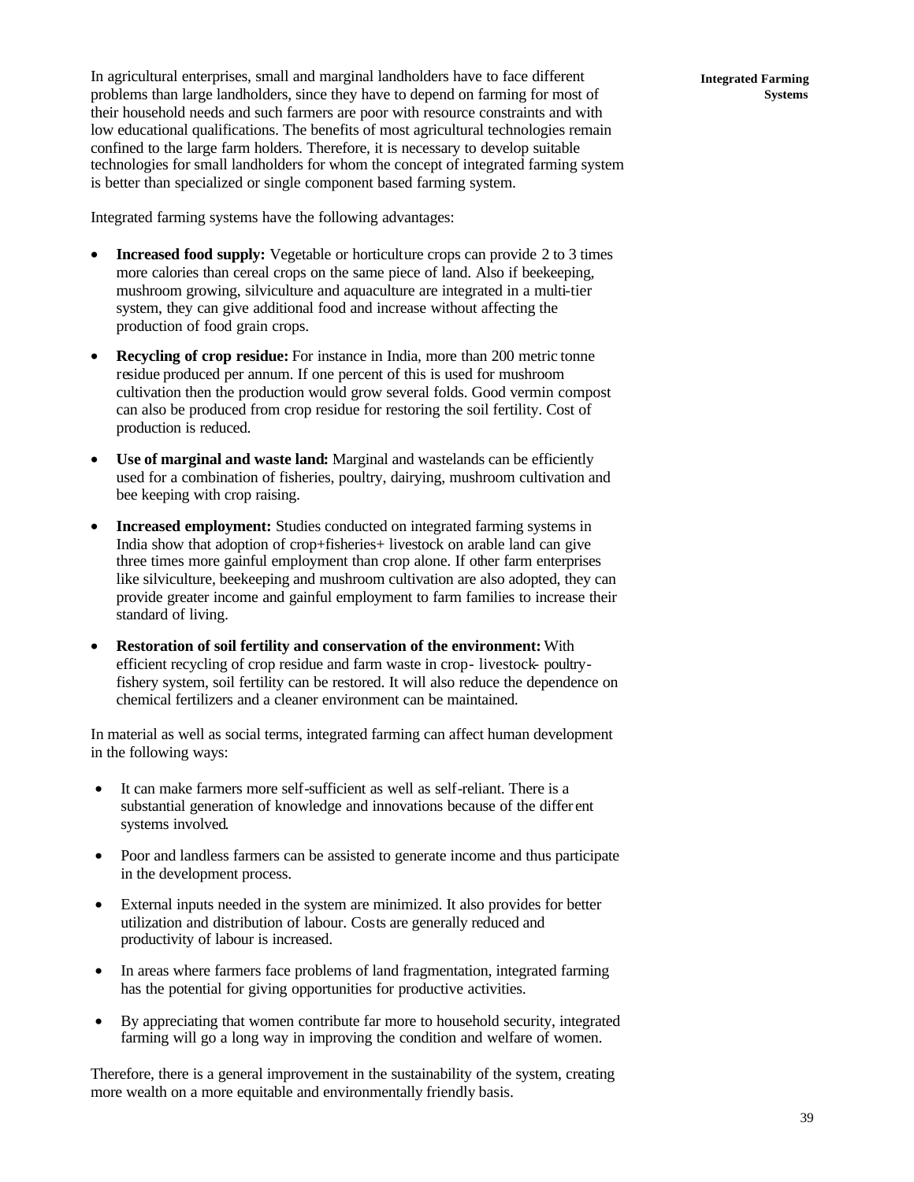In agricultural enterprises, small and marginal landholders have to face different problems than large landholders, since they have to depend on farming for most of their household needs and such farmers are poor with resource constraints and with low educational qualifications. The benefits of most agricultural technologies remain confined to the large farm holders. Therefore, it is necessary to develop suitable technologies for small landholders for whom the concept of integrated farming system is better than specialized or single component based farming system.

Integrated farming systems have the following advantages:

- **Increased food supply:** Vegetable or horticulture crops can provide 2 to 3 times more calories than cereal crops on the same piece of land. Also if beekeeping, mushroom growing, silviculture and aquaculture are integrated in a multi-tier system, they can give additional food and increase without affecting the production of food grain crops.
- **Recycling of crop residue:** For instance in India, more than 200 metric tonne residue produced per annum. If one percent of this is used for mushroom cultivation then the production would grow several folds. Good vermin compost can also be produced from crop residue for restoring the soil fertility. Cost of production is reduced.
- **Use of marginal and waste land:** Marginal and wastelands can be efficiently used for a combination of fisheries, poultry, dairying, mushroom cultivation and bee keeping with crop raising.
- **Increased employment:** Studies conducted on integrated farming systems in India show that adoption of crop+fisheries+ livestock on arable land can give three times more gainful employment than crop alone. If other farm enterprises like silviculture, beekeeping and mushroom cultivation are also adopted, they can provide greater income and gainful employment to farm families to increase their standard of living.
- **Restoration of soil fertility and conservation of the environment:** With efficient recycling of crop residue and farm waste in crop- livestock- poultry-fishery system, soil fertility can be restored. It will also reduce the dependence on chemical fertilizers and a cleaner environment can be maintained.

In material as well as social terms, integrated farming can affect human development in the following ways:

- It can make farmers more self-sufficient as well as self-reliant. There is a substantial generation of knowledge and innovations because of the different systems involved.
- Poor and landless farmers can be assisted to generate income and thus participate in the development process.
- External inputs needed in the system are minimized. It also provides for better utilization and distribution of labour. Costs are generally reduced and productivity of labour is increased.
- In areas where farmers face problems of land fragmentation, integrated farming has the potential for giving opportunities for productive activities.
- By appreciating that women contribute far more to household security, integrated farming will go a long way in improving the condition and welfare of women.

Therefore, there is a general improvement in the sustainability of the system, creating more wealth on a more equitable and environmentally friendly basis.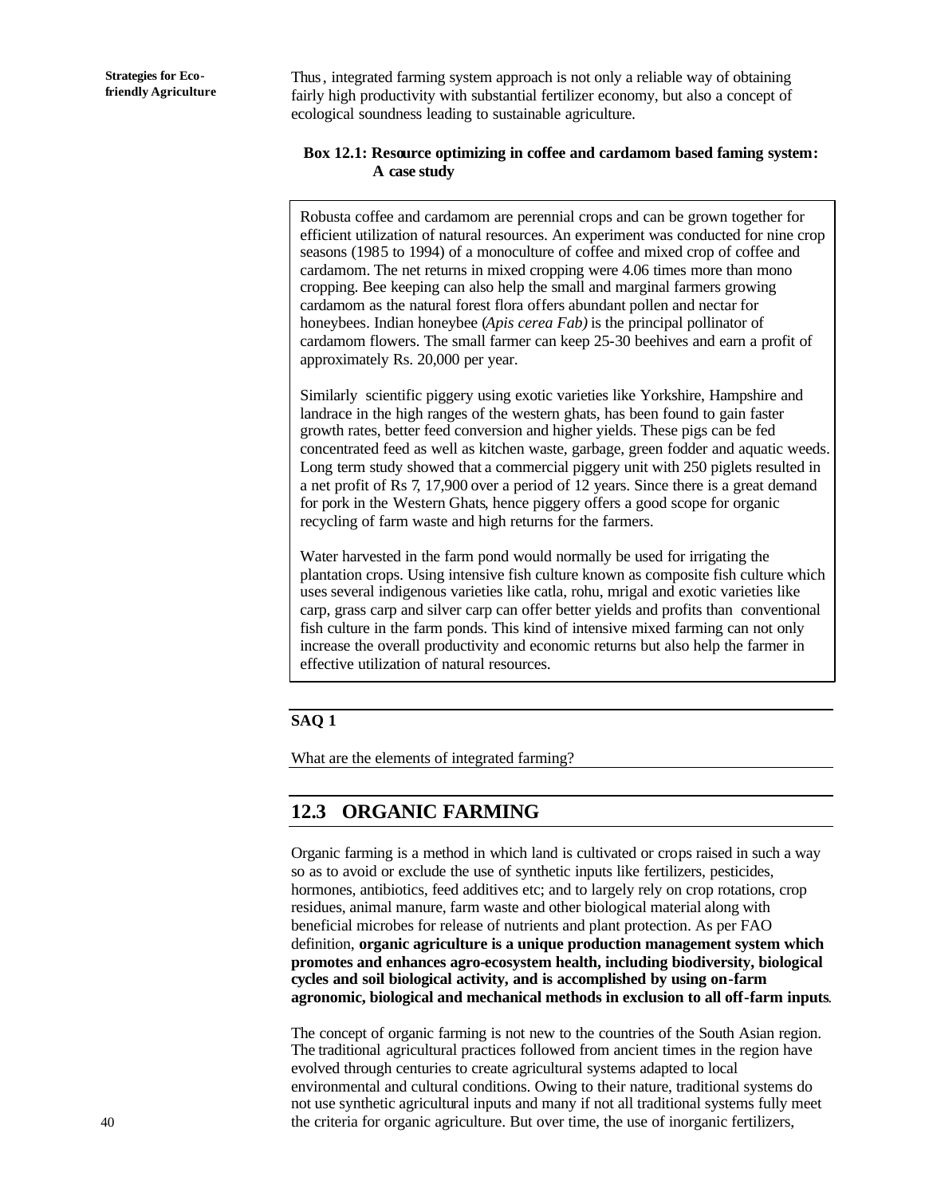Thus, integrated farming system approach is not only a reliable way of obtaining fairly high productivity with substantial fertilizer economy, but also a concept of ecological soundness leading to sustainable agriculture.

**Box 12.1: Resource optimizing in coffee and cardamom based faming system: A case study**

Robusta coffee and cardamom are perennial crops and can be grown together for efficient utilization of natural resources. An experiment was conducted for nine crop seasons (1985 to 1994) of a monoculture of coffee and mixed crop of coffee and cardamom. The net returns in mixed cropping were 4.06 times more than mono cropping. Bee keeping can also help the small and marginal farmers growing cardamom as the natural forest flora offers abundant pollen and nectar for honeybees. Indian honeybee (*Apis cerea Fab)* is the principal pollinator of cardamom flowers. The small farmer can keep 25-30 beehives and earn a profit of approximately Rs. 20,000 per year.

Similarly scientific piggery using exotic varieties like Yorkshire, Hampshire and landrace in the high ranges of the western ghats, has been found to gain faster growth rates, better feed conversion and higher yields. These pigs can be fed concentrated feed as well as kitchen waste, garbage, green fodder and aquatic weeds. Long term study showed that a commercial piggery unit with 250 piglets resulted in a net profit of Rs 7, 17,900 over a period of 12 years. Since there is a great demand for pork in the Western Ghats, hence piggery offers a good scope for organic recycling of farm waste and high returns for the farmers.

Water harvested in the farm pond would normally be used for irrigating the plantation crops. Using intensive fish culture known as composite fish culture which uses several indigenous varieties like catla, rohu, mrigal and exotic varieties like carp, grass carp and silver carp can offer better yields and profits than conventional fish culture in the farm ponds. This kind of intensive mixed farming can not only increase the overall productivity and economic returns but also help the farmer in effective utilization of natural resources.

**SAQ 1**

What are the elements of integrated farming?

## 12.3 ORGANIC FARMING

Organic farming is a method in which land is cultivated or crops raised in such a way so as to avoid or exclude the use of synthetic inputs like fertilizers, pesticides, hormones, antibiotics, feed additives etc; and to largely rely on crop rotations, crop residues, animal manure, farm waste and other biological material along with beneficial microbes for release of nutrients and plant protection. As per FAO definition, **organic agriculture is a unique production management system which promotes and enhances agro-ecosystem health, including biodiversity, biological cycles and soil biological activity, and is accomplished by using on-farm agronomic, biological and mechanical methods in exclusion to all off-farm inputs**.

The concept of organic farming is not new to the countries of the South Asian region. The traditional agricultural practices followed from ancient times in the region have evolved through centuries to create agricultural systems adapted to local environmental and cultural conditions. Owing to their nature, traditional systems do not use synthetic agricultural inputs and many if not all traditional systems fully meet the criteria for organic agriculture. But over time, the use of inorganic fertilizers,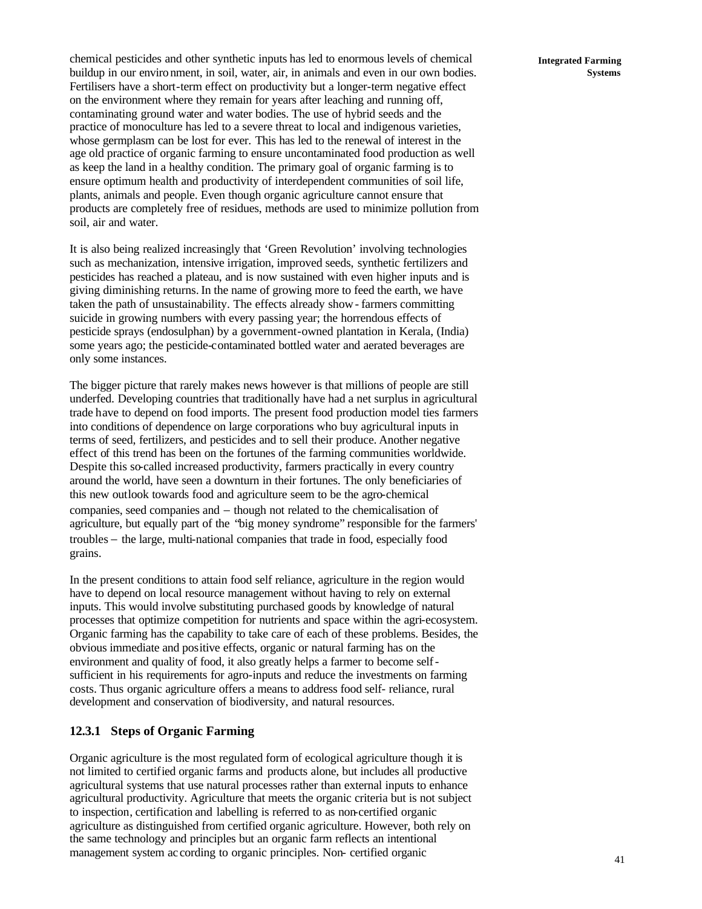chemical pesticides and other synthetic inputs has led to enormous levels of chemical buildup in our environment, in soil, water, air, in animals and even in our own bodies. Fertilisers have a short-term effect on productivity but a longer-term negative effect on the environment where they remain for years after leaching and running off, contaminating ground water and water bodies. The use of hybrid seeds and the practice of monoculture has led to a severe threat to local and indigenous varieties, whose germplasm can be lost for ever. This has led to the renewal of interest in the age old practice of organic farming to ensure uncontaminated food production as well as keep the land in a healthy condition. The primary goal of organic farming is to ensure optimum health and productivity of interdependent communities of soil life, plants, animals and people. Even though organic agriculture cannot ensure that products are completely free of residues, methods are used to minimize pollution from soil, air and water.

It is also being realized increasingly that 'Green Revolution' involving technologies such as mechanization, intensive irrigation, improved seeds, synthetic fertilizers and pesticides has reached a plateau, and is now sustained with even higher inputs and is giving diminishing returns. In the name of growing more to feed the earth, we have taken the path of unsustainability. The effects already show - farmers committing suicide in growing numbers with every passing year; the horrendous effects of pesticide sprays (endosulphan) by a government-owned plantation in Kerala, (India) some years ago; the pesticide-contaminated bottled water and aerated beverages are only some instances.

The bigger picture that rarely makes news however is that millions of people are still underfed. Developing countries that traditionally have had a net surplus in agricultural trade have to depend on food imports. The present food production model ties farmers into conditions of dependence on large corporations who buy agricultural inputs in terms of seed, fertilizers, and pesticides and to sell their produce. Another negative effect of this trend has been on the fortunes of the farming communities worldwide. Despite this so-called increased productivity, farmers practically in every country around the world, have seen a downturn in their fortunes. The only beneficiaries of this new outlook towards food and agriculture seem to be the agro-chemical companies, seed companies and – though not related to the chemicalisation of agriculture, but equally part of the "big money syndrome" responsible for the farmers' troubles – the large, multi-national companies that trade in food, especially food grains.

In the present conditions to attain food self reliance, agriculture in the region would have to depend on local resource management without having to rely on external inputs. This would involve substituting purchased goods by knowledge of natural processes that optimize competition for nutrients and space within the agri-ecosystem. Organic farming has the capability to take care of each of these problems. Besides, the obvious immediate and positive effects, organic or natural farming has on the environment and quality of food, it also greatly helps a farmer to become self-sufficient in his requirements for agro-inputs and reduce the investments on farming costs. Thus organic agriculture offers a means to address food self- reliance, rural development and conservation of biodiversity, and natural resources.

### 12.3.1 Steps of Organic Farming

Organic agriculture is the most regulated form of ecological agriculture though it is not limited to certified organic farms and products alone, but includes all productive agricultural systems that use natural processes rather than external inputs to enhance agricultural productivity. Agriculture that meets the organic criteria but is not subject to inspection, certification and labelling is referred to as non-certified organic agriculture as distinguished from certified organic agriculture. However, both rely on the same technology and principles but an organic farm reflects an intentional management system according to organic principles. Non- certified organic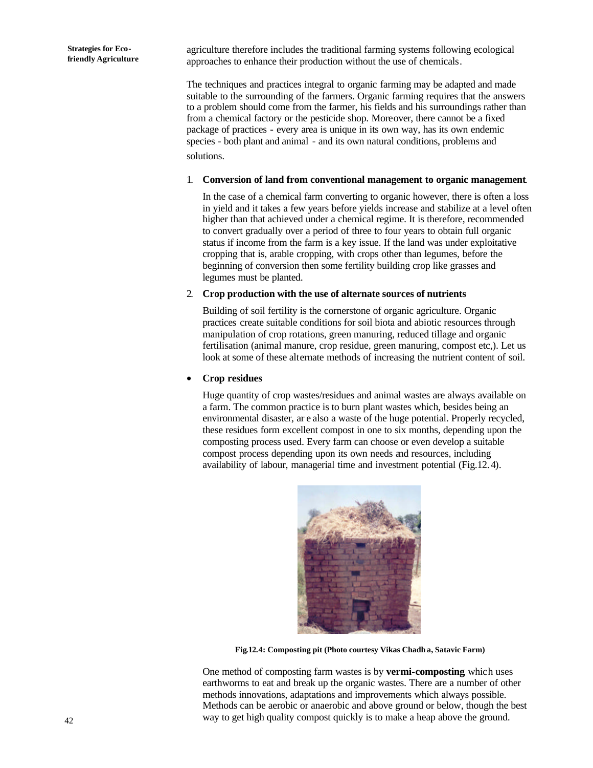agriculture therefore includes the traditional farming systems following ecological approaches to enhance their production without the use of chemicals.

The techniques and practices integral to organic farming may be adapted and made suitable to the surrounding of the farmers. Organic farming requires that the answers to a problem should come from the farmer, his fields and his surroundings rather than from a chemical factory or the pesticide shop. Moreover, there cannot be a fixed package of practices - every area is unique in its own way, has its own endemic species - both plant and animal - and its own natural conditions, problems and solutions.

1. **Conversion of land from conventional management to organic management**

   In the case of a chemical farm converting to organic however, there is often a loss in yield and it takes a few years before yields increase and stabilize at a level often higher than that achieved under a chemical regime. It is therefore, recommended to convert gradually over a period of three to four years to obtain full organic status if income from the farm is a key issue. If the land was under exploitative cropping that is, arable cropping, with crops other than legumes, before the beginning of conversion then some fertility building crop like grasses and legumes must be planted.

2. **Crop production with the use of alternate sources of nutrients**

   Building of soil fertility is the cornerstone of organic agriculture. Organic practices create suitable conditions for soil biota and abiotic resources through manipulation of crop rotations, green manuring, reduced tillage and organic fertilisation (animal manure, crop residue, green manuring, compost etc,). Let us look at some of these alternate methods of increasing the nutrient content of soil.

- **Crop residues**

  Huge quantity of crop wastes/residues and animal wastes are always available on a farm. The common practice is to burn plant wastes which, besides being an environmental disaster, ar e also a waste of the huge potential. Properly recycled, these residues form excellent compost in one to six months, depending upon the composting process used. Every farm can choose or even develop a suitable compost process depending upon its own needs and resources, including availability of labour, managerial time and investment potential (Fig.12.4).

**Fig.12.4: Composting pit (Photo courtesy Vikas Chadh a, Satavic Farm)**

One method of composting farm wastes is by **vermi-composting**, which uses earthworms to eat and break up the organic wastes. There are a number of other methods innovations, adaptations and improvements which always possible. Methods can be aerobic or anaerobic and above ground or below, though the best way to get high quality compost quickly is to make a heap above the ground.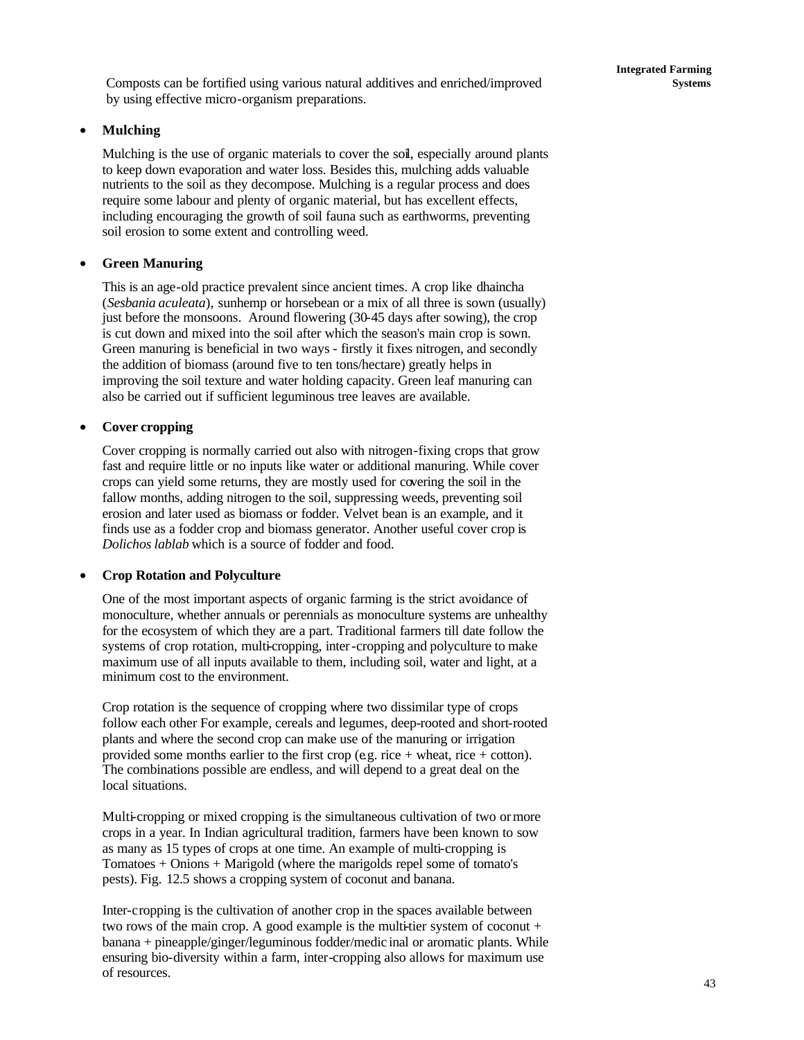Composts can be fortified using various natural additives and enriched/improved by using effective micro-organism preparations.

- **Mulching**

  Mulching is the use of organic materials to cover the soil, especially around plants to keep down evaporation and water loss. Besides this, mulching adds valuable nutrients to the soil as they decompose. Mulching is a regular process and does require some labour and plenty of organic material, but has excellent effects, including encouraging the growth of soil fauna such as earthworms, preventing soil erosion to some extent and controlling weed.

- **Green Manuring**

  This is an age-old practice prevalent since ancient times. A crop like dhaincha (*Sesbania aculeata*), sunhemp or horsebean or a mix of all three is sown (usually) just before the monsoons. Around flowering (30-45 days after sowing), the crop is cut down and mixed into the soil after which the season's main crop is sown. Green manuring is beneficial in two ways - firstly it fixes nitrogen, and secondly the addition of biomass (around five to ten tons/hectare) greatly helps in improving the soil texture and water holding capacity. Green leaf manuring can also be carried out if sufficient leguminous tree leaves are available.

- **Cover cropping**

  Cover cropping is normally carried out also with nitrogen-fixing crops that grow fast and require little or no inputs like water or additional manuring. While cover crops can yield some returns, they are mostly used for covering the soil in the fallow months, adding nitrogen to the soil, suppressing weeds, preventing soil erosion and later used as biomass or fodder. Velvet bean is an example, and it finds use as a fodder crop and biomass generator. Another useful cover crop is *Dolichos lablab* which is a source of fodder and food.

- **Crop Rotation and Polyculture**

  One of the most important aspects of organic farming is the strict avoidance of monoculture, whether annuals or perennials as monoculture systems are unhealthy for the ecosystem of which they are a part. Traditional farmers till date follow the systems of crop rotation, multi-cropping, inter-cropping and polyculture to make maximum use of all inputs available to them, including soil, water and light, at a minimum cost to the environment.

  Crop rotation is the sequence of cropping where two dissimilar type of crops follow each other For example, cereals and legumes, deep-rooted and short-rooted plants and where the second crop can make use of the manuring or irrigation provided some months earlier to the first crop (e.g. rice + wheat, rice + cotton). The combinations possible are endless, and will depend to a great deal on the local situations.

  Multi-cropping or mixed cropping is the simultaneous cultivation of two or more crops in a year. In Indian agricultural tradition, farmers have been known to sow as many as 15 types of crops at one time. An example of multi-cropping is Tomatoes + Onions + Marigold (where the marigolds repel some of tomato's pests). Fig. 12.5 shows a cropping system of coconut and banana.

  Inter-cropping is the cultivation of another crop in the spaces available between two rows of the main crop. A good example is the multi-tier system of coconut + banana + pineapple/ginger/leguminous fodder/medicinal or aromatic plants. While ensuring bio-diversity within a farm, inter-cropping also allows for maximum use of resources.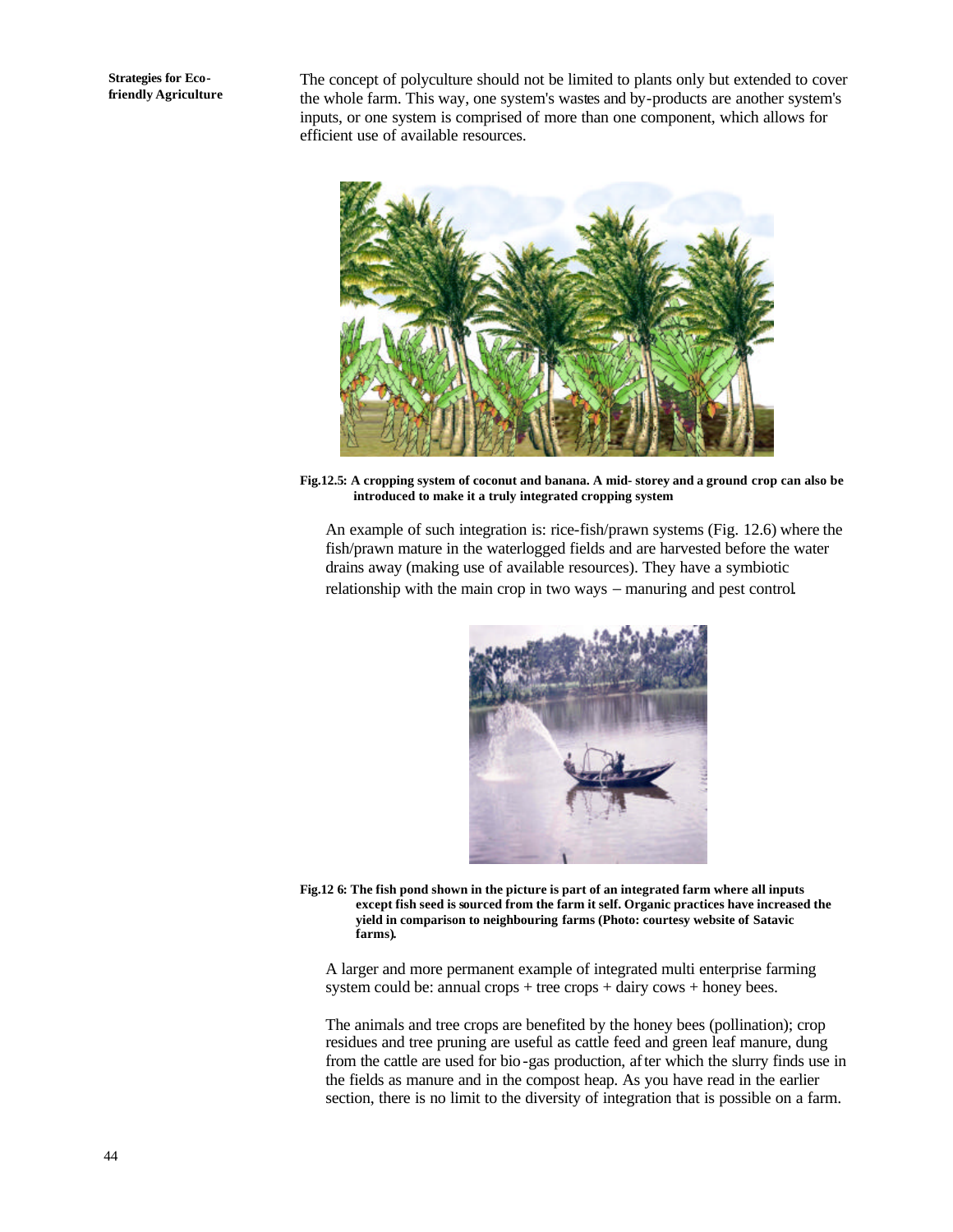The concept of polyculture should not be limited to plants only but extended to cover the whole farm. This way, one system's wastes and by-products are another system's inputs, or one system is comprised of more than one component, which allows for efficient use of available resources.

**Fig.12.5: A cropping system of coconut and banana. A mid- storey and a ground crop can also be introduced to make it a truly integrated cropping system**

An example of such integration is: rice-fish/prawn systems (Fig. 12.6) where the fish/prawn mature in the waterlogged fields and are harvested before the water drains away (making use of available resources). They have a symbiotic relationship with the main crop in two ways – manuring and pest control.

**Fig.12 6: The fish pond shown in the picture is part of an integrated farm where all inputs except fish seed is sourced from the farm it self. Organic practices have increased the yield in comparison to neighbouring farms (Photo: courtesy website of Satavic farms).**

A larger and more permanent example of integrated multi enterprise farming system could be: annual crops + tree crops + dairy cows + honey bees.

The animals and tree crops are benefited by the honey bees (pollination); crop residues and tree pruning are useful as cattle feed and green leaf manure, dung from the cattle are used for bio-gas production, after which the slurry finds use in the fields as manure and in the compost heap. As you have read in the earlier section, there is no limit to the diversity of integration that is possible on a farm.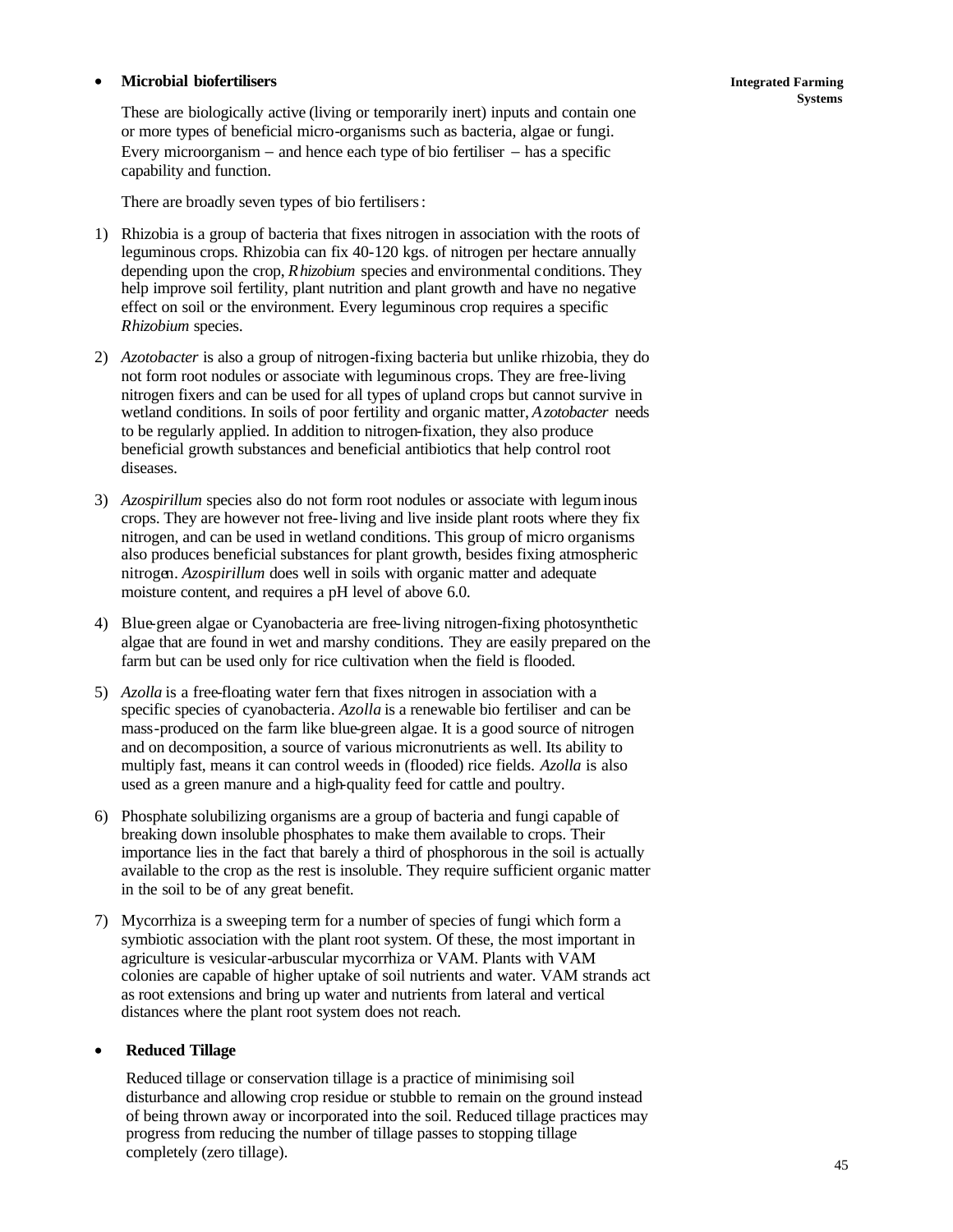- **Microbial biofertilisers**

  These are biologically active (living or temporarily inert) inputs and contain one or more types of beneficial micro-organisms such as bacteria, algae or fungi. Every microorganism – and hence each type of bio fertiliser – has a specific capability and function.

  There are broadly seven types of bio fertilisers:

1) Rhizobia is a group of bacteria that fixes nitrogen in association with the roots of leguminous crops. Rhizobia can fix 40-120 kgs. of nitrogen per hectare annually depending upon the crop, *Rhizobium* species and environmental conditions. They help improve soil fertility, plant nutrition and plant growth and have no negative effect on soil or the environment. Every leguminous crop requires a specific *Rhizobium* species.

2) *Azotobacter* is also a group of nitrogen-fixing bacteria but unlike rhizobia, they do not form root nodules or associate with leguminous crops. They are free-living nitrogen fixers and can be used for all types of upland crops but cannot survive in wetland conditions. In soils of poor fertility and organic matter, *Azotobacter* needs to be regularly applied. In addition to nitrogen-fixation, they also produce beneficial growth substances and beneficial antibiotics that help control root diseases.

3) *Azospirillum* species also do not form root nodules or associate with leguminous crops. They are however not free-living and live inside plant roots where they fix nitrogen, and can be used in wetland conditions. This group of micro organisms also produces beneficial substances for plant growth, besides fixing atmospheric nitrogen. *Azospirillum* does well in soils with organic matter and adequate moisture content, and requires a pH level of above 6.0.

4) Blue-green algae or Cyanobacteria are free-living nitrogen-fixing photosynthetic algae that are found in wet and marshy conditions. They are easily prepared on the farm but can be used only for rice cultivation when the field is flooded.

5) *Azolla* is a free-floating water fern that fixes nitrogen in association with a specific species of cyanobacteria. *Azolla* is a renewable bio fertiliser and can be mass-produced on the farm like blue-green algae. It is a good source of nitrogen and on decomposition, a source of various micronutrients as well. Its ability to multiply fast, means it can control weeds in (flooded) rice fields. *Azolla* is also used as a green manure and a high-quality feed for cattle and poultry.

6) Phosphate solubilizing organisms are a group of bacteria and fungi capable of breaking down insoluble phosphates to make them available to crops. Their importance lies in the fact that barely a third of phosphorous in the soil is actually available to the crop as the rest is insoluble. They require sufficient organic matter in the soil to be of any great benefit.

7) Mycorrhiza is a sweeping term for a number of species of fungi which form a symbiotic association with the plant root system. Of these, the most important in agriculture is vesicular-arbuscular mycorrhiza or VAM. Plants with VAM colonies are capable of higher uptake of soil nutrients and water. VAM strands act as root extensions and bring up water and nutrients from lateral and vertical distances where the plant root system does not reach.

- **Reduced Tillage**

  Reduced tillage or conservation tillage is a practice of minimising soil disturbance and allowing crop residue or stubble to remain on the ground instead of being thrown away or incorporated into the soil. Reduced tillage practices may progress from reducing the number of tillage passes to stopping tillage completely (zero tillage).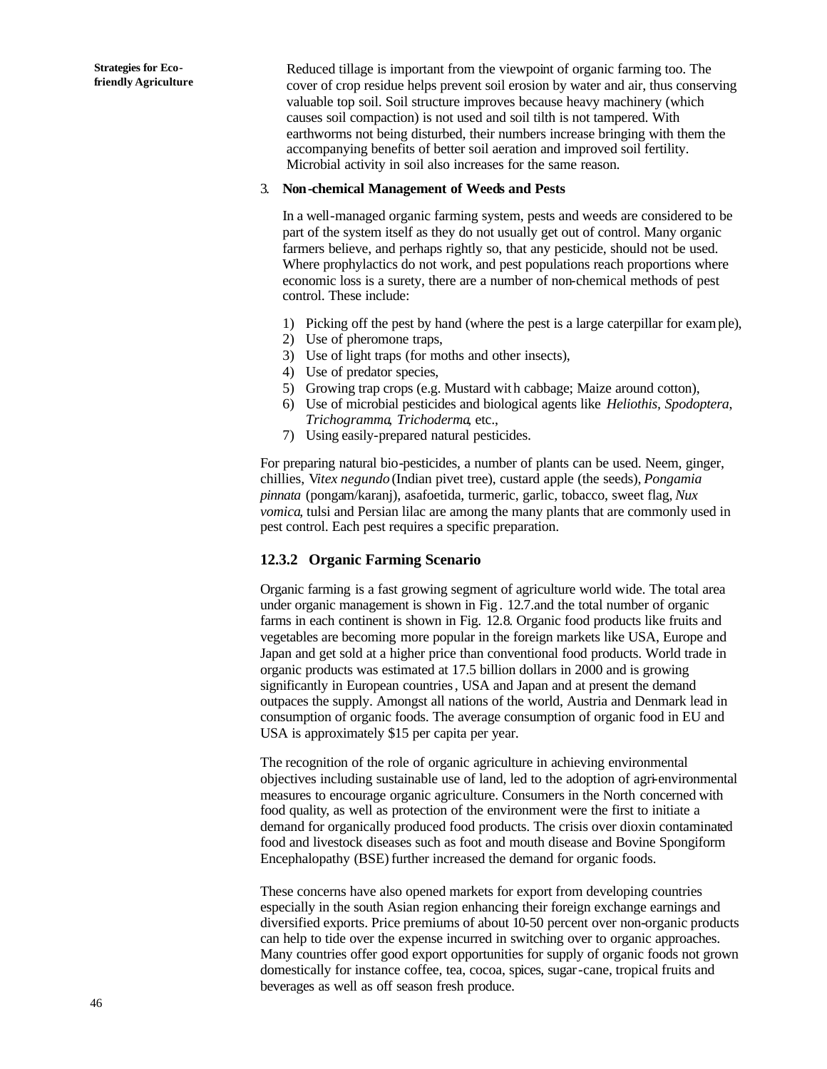Reduced tillage is important from the viewpoint of organic farming too. The cover of crop residue helps prevent soil erosion by water and air, thus conserving valuable top soil. Soil structure improves because heavy machinery (which causes soil compaction) is not used and soil tilth is not tampered. With earthworms not being disturbed, their numbers increase bringing with them the accompanying benefits of better soil aeration and improved soil fertility. Microbial activity in soil also increases for the same reason.

3. **Non-chemical Management of Weeds and Pests**

In a well-managed organic farming system, pests and weeds are considered to be part of the system itself as they do not usually get out of control. Many organic farmers believe, and perhaps rightly so, that any pesticide, should not be used. Where prophylactics do not work, and pest populations reach proportions where economic loss is a surety, there are a number of non-chemical methods of pest control. These include:

1) Picking off the pest by hand (where the pest is a large caterpillar for example),
2) Use of pheromone traps,
3) Use of light traps (for moths and other insects),
4) Use of predator species,
5) Growing trap crops (e.g. Mustard with cabbage; Maize around cotton),
6) Use of microbial pesticides and biological agents like *Heliothis*, *Spodoptera*, *Trichogramma*, *Trichoderma*, etc.,
7) Using easily-prepared natural pesticides.

For preparing natural bio-pesticides, a number of plants can be used. Neem, ginger, chillies, *Vitex negundo* (Indian pivet tree), custard apple (the seeds), *Pongamia pinnata* (pongam/karanj), asafoetida, turmeric, garlic, tobacco, sweet flag, *Nux vomica*, tulsi and Persian lilac are among the many plants that are commonly used in pest control. Each pest requires a specific preparation.

### 12.3.2 Organic Farming Scenario

Organic farming is a fast growing segment of agriculture world wide. The total area under organic management is shown in Fig. 12.7.and the total number of organic farms in each continent is shown in Fig. 12.8. Organic food products like fruits and vegetables are becoming more popular in the foreign markets like USA, Europe and Japan and get sold at a higher price than conventional food products. World trade in organic products was estimated at 17.5 billion dollars in 2000 and is growing significantly in European countries, USA and Japan and at present the demand outpaces the supply. Amongst all nations of the world, Austria and Denmark lead in consumption of organic foods. The average consumption of organic food in EU and USA is approximately $15 per capita per year.

The recognition of the role of organic agriculture in achieving environmental objectives including sustainable use of land, led to the adoption of agri-environmental measures to encourage organic agriculture. Consumers in the North concerned with food quality, as well as protection of the environment were the first to initiate a demand for organically produced food products. The crisis over dioxin contaminated food and livestock diseases such as foot and mouth disease and Bovine Spongiform Encephalopathy (BSE) further increased the demand for organic foods.

These concerns have also opened markets for export from developing countries especially in the south Asian region enhancing their foreign exchange earnings and diversified exports. Price premiums of about 10-50 percent over non-organic products can help to tide over the expense incurred in switching over to organic approaches. Many countries offer good export opportunities for supply of organic foods not grown domestically for instance coffee, tea, cocoa, spices, sugar-cane, tropical fruits and beverages as well as off season fresh produce.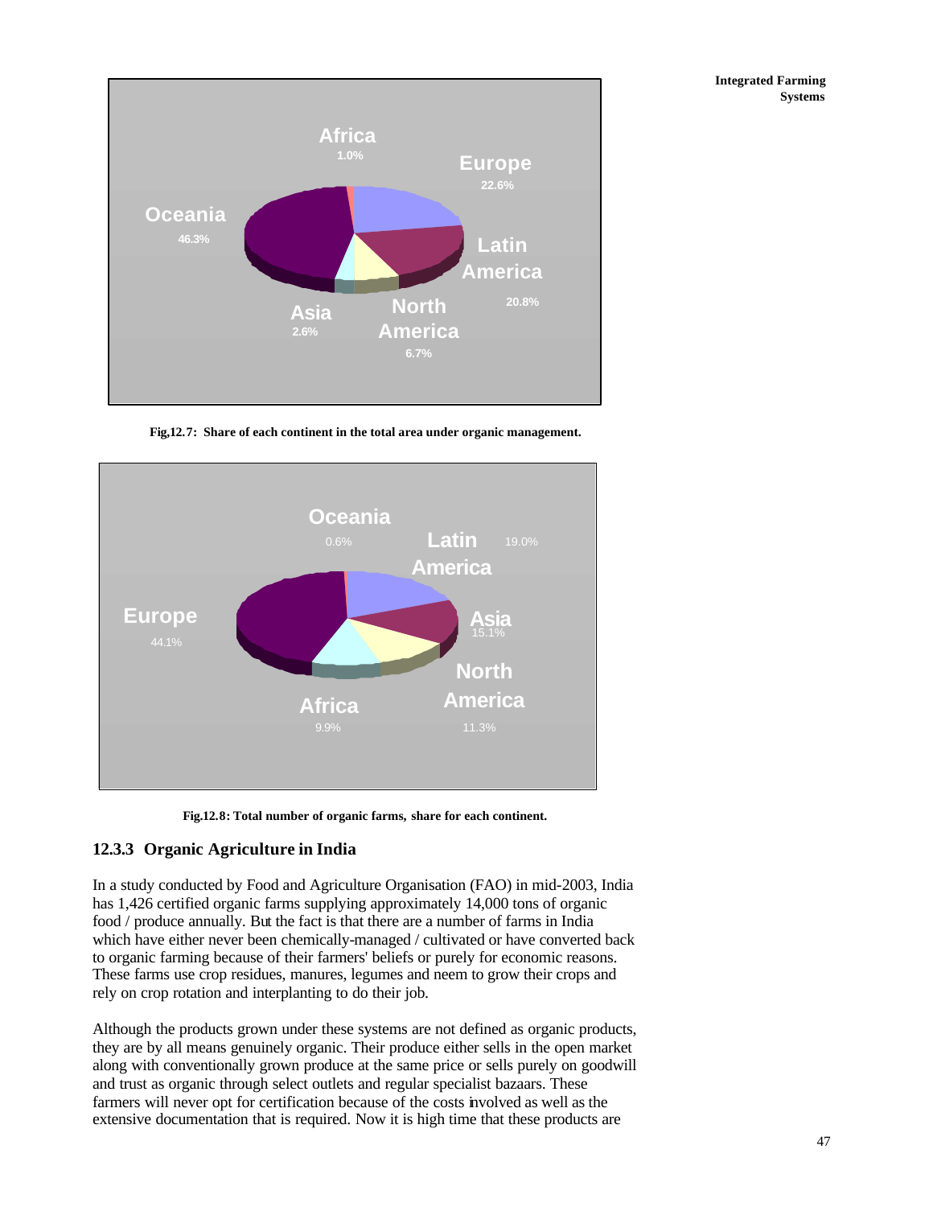Fig,12.7: Share of each continent in the total area under organic management.

Fig.12.8: Total number of organic farms, share for each continent.

### 12.3.3 Organic Agriculture in India

In a study conducted by Food and Agriculture Organisation (FAO) in mid-2003, India has 1,426 certified organic farms supplying approximately 14,000 tons of organic food / produce annually. But the fact is that there are a number of farms in India which have either never been chemically-managed / cultivated or have converted back to organic farming because of their farmers' beliefs or purely for economic reasons. These farms use crop residues, manures, legumes and neem to grow their crops and rely on crop rotation and interplanting to do their job.

Although the products grown under these systems are not defined as organic products, they are by all means genuinely organic. Their produce either sells in the open market along with conventionally grown produce at the same price or sells purely on goodwill and trust as organic through select outlets and regular specialist bazaars. These farmers will never opt for certification because of the costs involved as well as the extensive documentation that is required. Now it is high time that these products are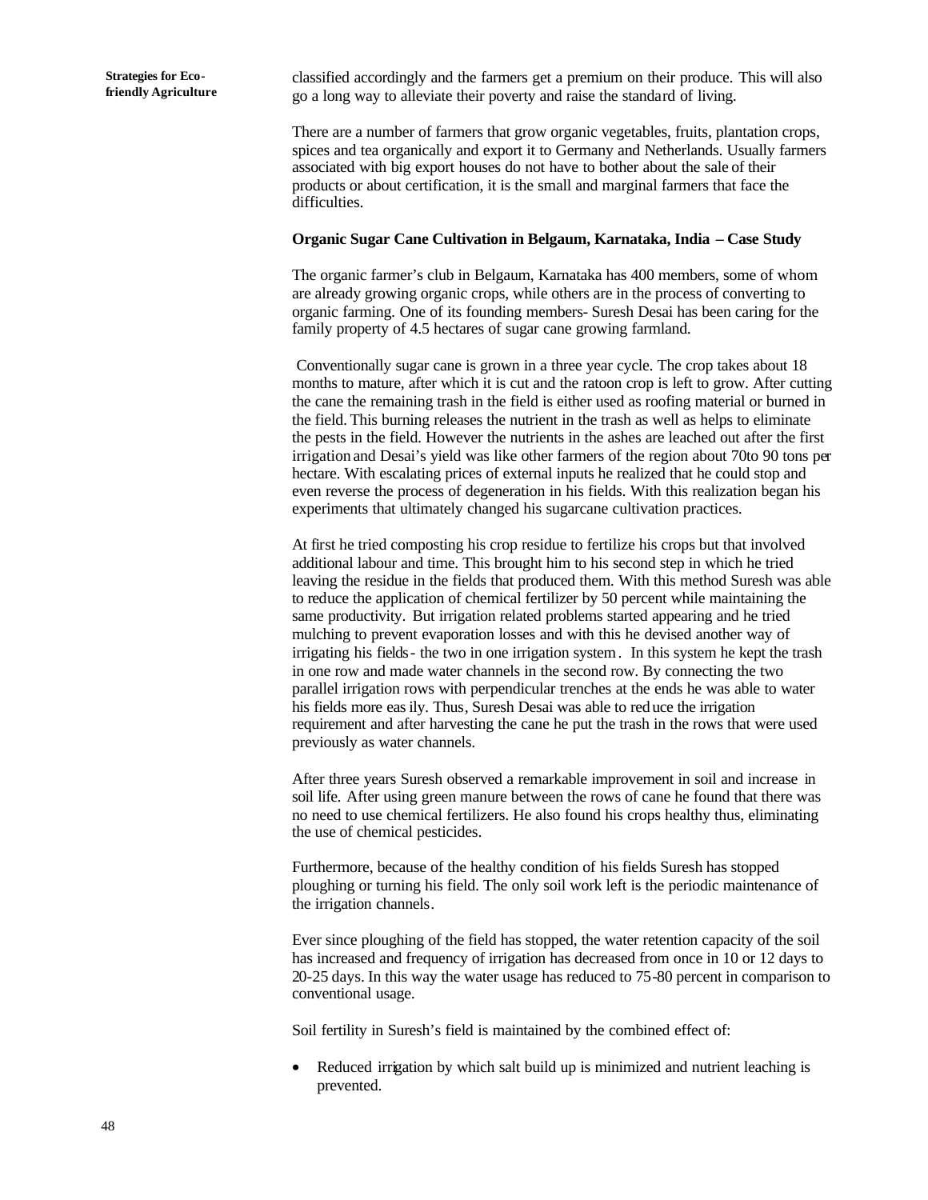classified accordingly and the farmers get a premium on their produce. This will also go a long way to alleviate their poverty and raise the standard of living.

There are a number of farmers that grow organic vegetables, fruits, plantation crops, spices and tea organically and export it to Germany and Netherlands. Usually farmers associated with big export houses do not have to bother about the sale of their products or about certification, it is the small and marginal farmers that face the difficulties.

**Organic Sugar Cane Cultivation in Belgaum, Karnataka, India – Case Study**

The organic farmer's club in Belgaum, Karnataka has 400 members, some of whom are already growing organic crops, while others are in the process of converting to organic farming. One of its founding members- Suresh Desai has been caring for the family property of 4.5 hectares of sugar cane growing farmland.

Conventionally sugar cane is grown in a three year cycle. The crop takes about 18 months to mature, after which it is cut and the ratoon crop is left to grow. After cutting the cane the remaining trash in the field is either used as roofing material or burned in the field. This burning releases the nutrient in the trash as well as helps to eliminate the pests in the field. However the nutrients in the ashes are leached out after the first irrigation and Desai's yield was like other farmers of the region about 70to 90 tons per hectare. With escalating prices of external inputs he realized that he could stop and even reverse the process of degeneration in his fields. With this realization began his experiments that ultimately changed his sugarcane cultivation practices.

At first he tried composting his crop residue to fertilize his crops but that involved additional labour and time. This brought him to his second step in which he tried leaving the residue in the fields that produced them. With this method Suresh was able to reduce the application of chemical fertilizer by 50 percent while maintaining the same productivity. But irrigation related problems started appearing and he tried mulching to prevent evaporation losses and with this he devised another way of irrigating his fields- the two in one irrigation system. In this system he kept the trash in one row and made water channels in the second row. By connecting the two parallel irrigation rows with perpendicular trenches at the ends he was able to water his fields more easily. Thus, Suresh Desai was able to reduce the irrigation requirement and after harvesting the cane he put the trash in the rows that were used previously as water channels.

After three years Suresh observed a remarkable improvement in soil and increase in soil life. After using green manure between the rows of cane he found that there was no need to use chemical fertilizers. He also found his crops healthy thus, eliminating the use of chemical pesticides.

Furthermore, because of the healthy condition of his fields Suresh has stopped ploughing or turning his field. The only soil work left is the periodic maintenance of the irrigation channels.

Ever since ploughing of the field has stopped, the water retention capacity of the soil has increased and frequency of irrigation has decreased from once in 10 or 12 days to 20-25 days. In this way the water usage has reduced to 75-80 percent in comparison to conventional usage.

Soil fertility in Suresh's field is maintained by the combined effect of:

- Reduced irrigation by which salt build up is minimized and nutrient leaching is prevented.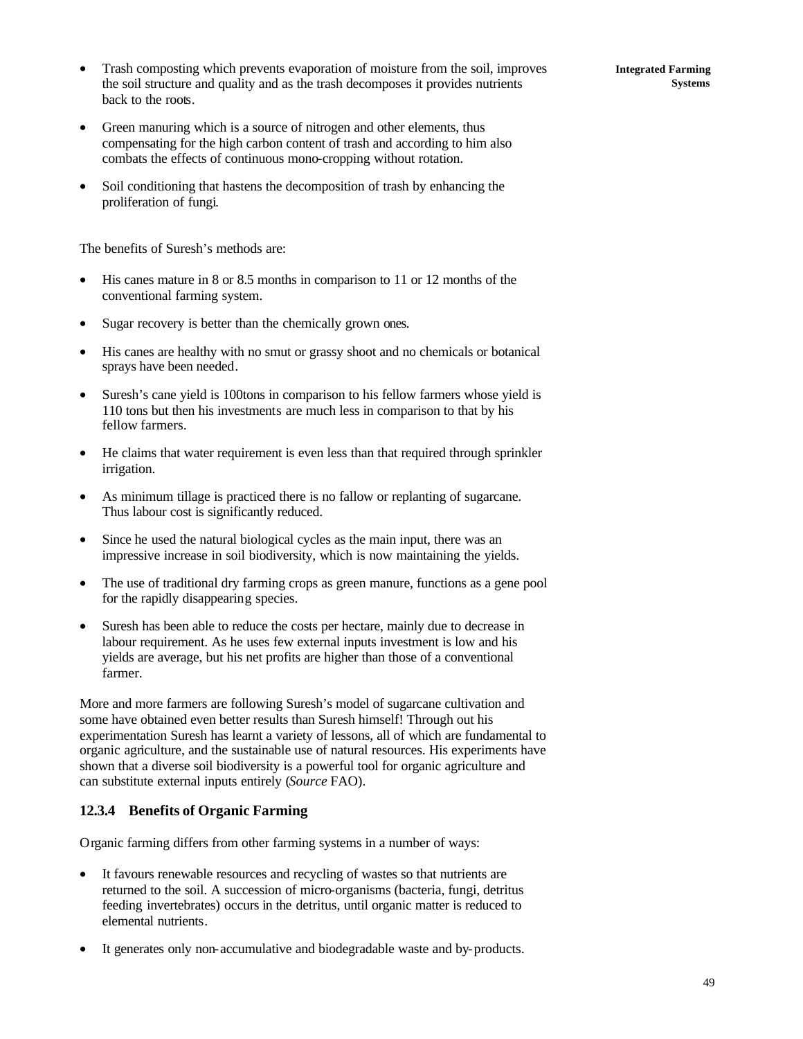- Trash composting which prevents evaporation of moisture from the soil, improves the soil structure and quality and as the trash decomposes it provides nutrients back to the roots.

- Green manuring which is a source of nitrogen and other elements, thus compensating for the high carbon content of trash and according to him also combats the effects of continuous mono-cropping without rotation.

- Soil conditioning that hastens the decomposition of trash by enhancing the proliferation of fungi.

The benefits of Suresh's methods are:

- His canes mature in 8 or 8.5 months in comparison to 11 or 12 months of the conventional farming system.

- Sugar recovery is better than the chemically grown ones.

- His canes are healthy with no smut or grassy shoot and no chemicals or botanical sprays have been needed.

- Suresh's cane yield is 100tons in comparison to his fellow farmers whose yield is 110 tons but then his investments are much less in comparison to that by his fellow farmers.

- He claims that water requirement is even less than that required through sprinkler irrigation.

- As minimum tillage is practiced there is no fallow or replanting of sugarcane. Thus labour cost is significantly reduced.

- Since he used the natural biological cycles as the main input, there was an impressive increase in soil biodiversity, which is now maintaining the yields.

- The use of traditional dry farming crops as green manure, functions as a gene pool for the rapidly disappearing species.

- Suresh has been able to reduce the costs per hectare, mainly due to decrease in labour requirement. As he uses few external inputs investment is low and his yields are average, but his net profits are higher than those of a conventional farmer.

More and more farmers are following Suresh's model of sugarcane cultivation and some have obtained even better results than Suresh himself! Through out his experimentation Suresh has learnt a variety of lessons, all of which are fundamental to organic agriculture, and the sustainable use of natural resources. His experiments have shown that a diverse soil biodiversity is a powerful tool for organic agriculture and can substitute external inputs entirely (*Source* FAO).

### 12.3.4 Benefits of Organic Farming

Organic farming differs from other farming systems in a number of ways:

- It favours renewable resources and recycling of wastes so that nutrients are returned to the soil. A succession of micro-organisms (bacteria, fungi, detritus feeding invertebrates) occurs in the detritus, until organic matter is reduced to elemental nutrients.

- It generates only non-accumulative and biodegradable waste and by-products.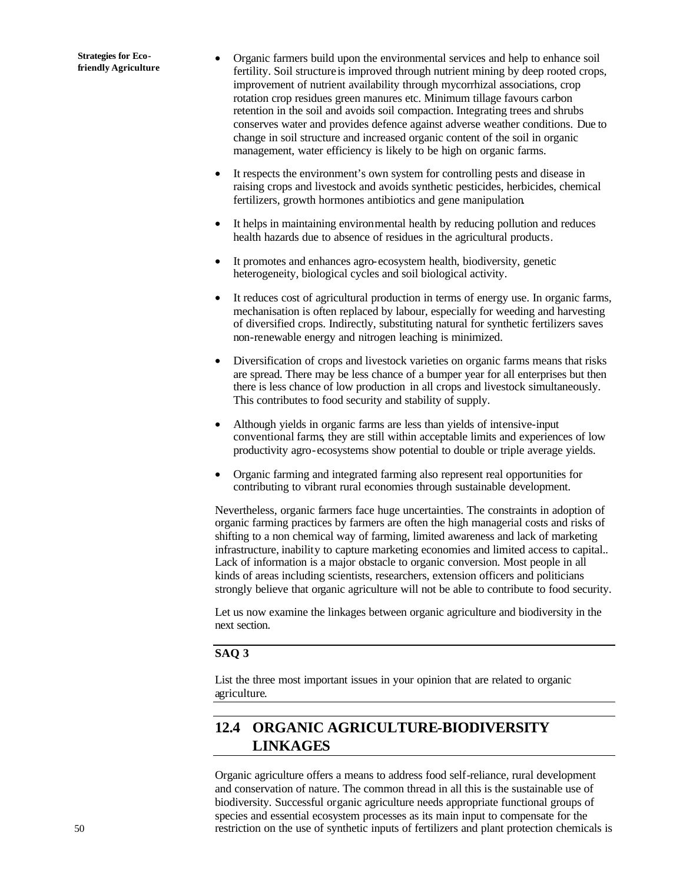- Organic farmers build upon the environmental services and help to enhance soil fertility. Soil structure is improved through nutrient mining by deep rooted crops, improvement of nutrient availability through mycorrhizal associations, crop rotation crop residues green manures etc. Minimum tillage favours carbon retention in the soil and avoids soil compaction. Integrating trees and shrubs conserves water and provides defence against adverse weather conditions. Due to change in soil structure and increased organic content of the soil in organic management, water efficiency is likely to be high on organic farms.

- It respects the environment's own system for controlling pests and disease in raising crops and livestock and avoids synthetic pesticides, herbicides, chemical fertilizers, growth hormones antibiotics and gene manipulation.

- It helps in maintaining environmental health by reducing pollution and reduces health hazards due to absence of residues in the agricultural products.

- It promotes and enhances agro-ecosystem health, biodiversity, genetic heterogeneity, biological cycles and soil biological activity.

- It reduces cost of agricultural production in terms of energy use. In organic farms, mechanisation is often replaced by labour, especially for weeding and harvesting of diversified crops. Indirectly, substituting natural for synthetic fertilizers saves non-renewable energy and nitrogen leaching is minimized.

- Diversification of crops and livestock varieties on organic farms means that risks are spread. There may be less chance of a bumper year for all enterprises but then there is less chance of low production in all crops and livestock simultaneously. This contributes to food security and stability of supply.

- Although yields in organic farms are less than yields of intensive-input conventional farms, they are still within acceptable limits and experiences of low productivity agro-ecosystems show potential to double or triple average yields.

- Organic farming and integrated farming also represent real opportunities for contributing to vibrant rural economies through sustainable development.

Nevertheless, organic farmers face huge uncertainties. The constraints in adoption of organic farming practices by farmers are often the high managerial costs and risks of shifting to a non chemical way of farming, limited awareness and lack of marketing infrastructure, inability to capture marketing economies and limited access to capital.. Lack of information is a major obstacle to organic conversion. Most people in all kinds of areas including scientists, researchers, extension officers and politicians strongly believe that organic agriculture will not be able to contribute to food security.

Let us now examine the linkages between organic agriculture and biodiversity in the next section.

**SAQ 3**

List the three most important issues in your opinion that are related to organic agriculture.

## 12.4 ORGANIC AGRICULTURE-BIODIVERSITY LINKAGES

Organic agriculture offers a means to address food self-reliance, rural development and conservation of nature. The common thread in all this is the sustainable use of biodiversity. Successful organic agriculture needs appropriate functional groups of species and essential ecosystem processes as its main input to compensate for the restriction on the use of synthetic inputs of fertilizers and plant protection chemicals is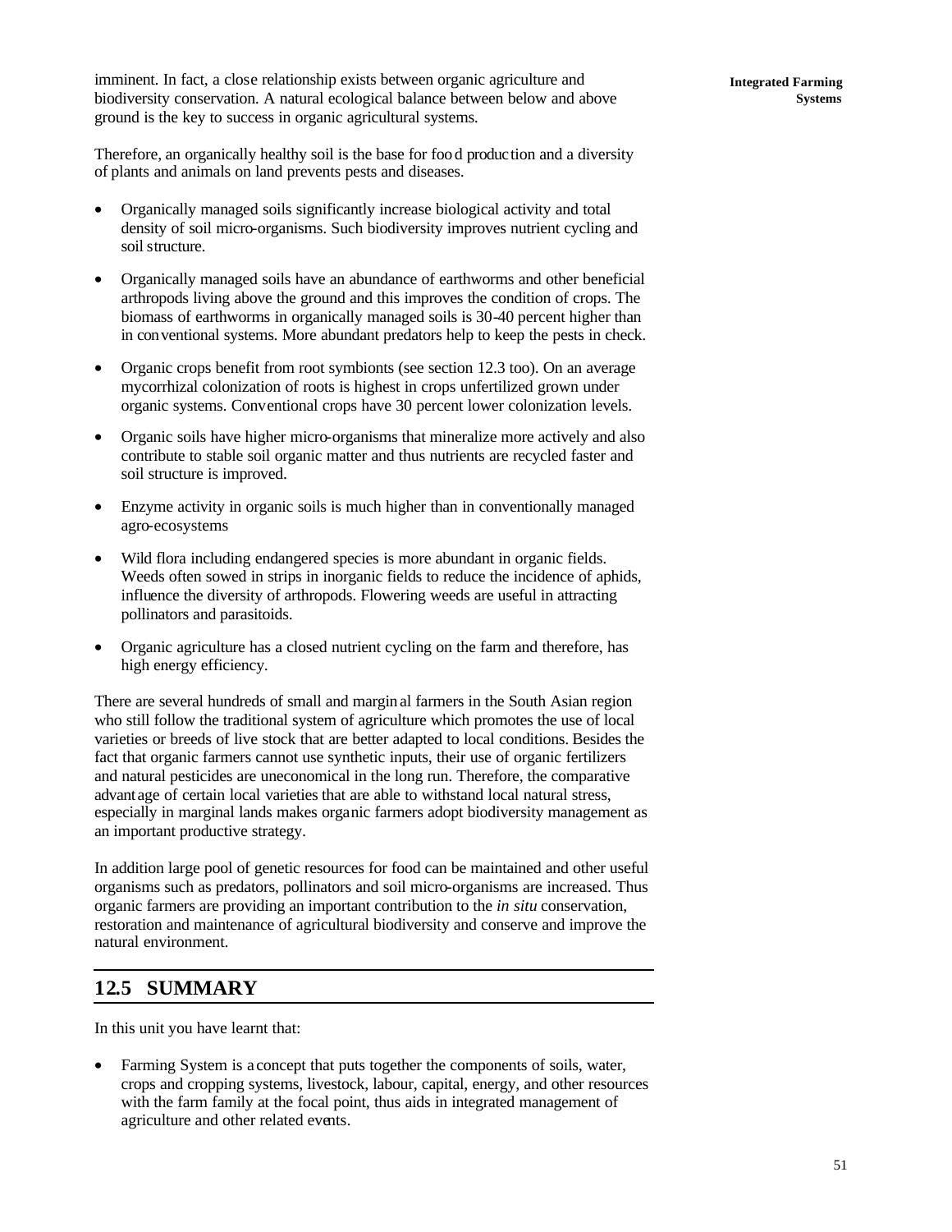imminent. In fact, a close relationship exists between organic agriculture and biodiversity conservation. A natural ecological balance between below and above ground is the key to success in organic agricultural systems.

Therefore, an organically healthy soil is the base for food production and a diversity of plants and animals on land prevents pests and diseases.

- Organically managed soils significantly increase biological activity and total density of soil micro-organisms. Such biodiversity improves nutrient cycling and soil structure.
- Organically managed soils have an abundance of earthworms and other beneficial arthropods living above the ground and this improves the condition of crops. The biomass of earthworms in organically managed soils is 30-40 percent higher than in conventional systems. More abundant predators help to keep the pests in check.
- Organic crops benefit from root symbionts (see section 12.3 too). On an average mycorrhizal colonization of roots is highest in crops unfertilized grown under organic systems. Conventional crops have 30 percent lower colonization levels.
- Organic soils have higher micro-organisms that mineralize more actively and also contribute to stable soil organic matter and thus nutrients are recycled faster and soil structure is improved.
- Enzyme activity in organic soils is much higher than in conventionally managed agro-ecosystems
- Wild flora including endangered species is more abundant in organic fields. Weeds often sowed in strips in inorganic fields to reduce the incidence of aphids, influence the diversity of arthropods. Flowering weeds are useful in attracting pollinators and parasitoids.
- Organic agriculture has a closed nutrient cycling on the farm and therefore, has high energy efficiency.

There are several hundreds of small and marginal farmers in the South Asian region who still follow the traditional system of agriculture which promotes the use of local varieties or breeds of live stock that are better adapted to local conditions. Besides the fact that organic farmers cannot use synthetic inputs, their use of organic fertilizers and natural pesticides are uneconomical in the long run. Therefore, the comparative advantage of certain local varieties that are able to withstand local natural stress, especially in marginal lands makes organic farmers adopt biodiversity management as an important productive strategy.

In addition large pool of genetic resources for food can be maintained and other useful organisms such as predators, pollinators and soil micro-organisms are increased. Thus organic farmers are providing an important contribution to the *in situ* conservation, restoration and maintenance of agricultural biodiversity and conserve and improve the natural environment.

## 12.5 SUMMARY

In this unit you have learnt that:

- Farming System is a concept that puts together the components of soils, water, crops and cropping systems, livestock, labour, capital, energy, and other resources with the farm family at the focal point, thus aids in integrated management of agriculture and other related events.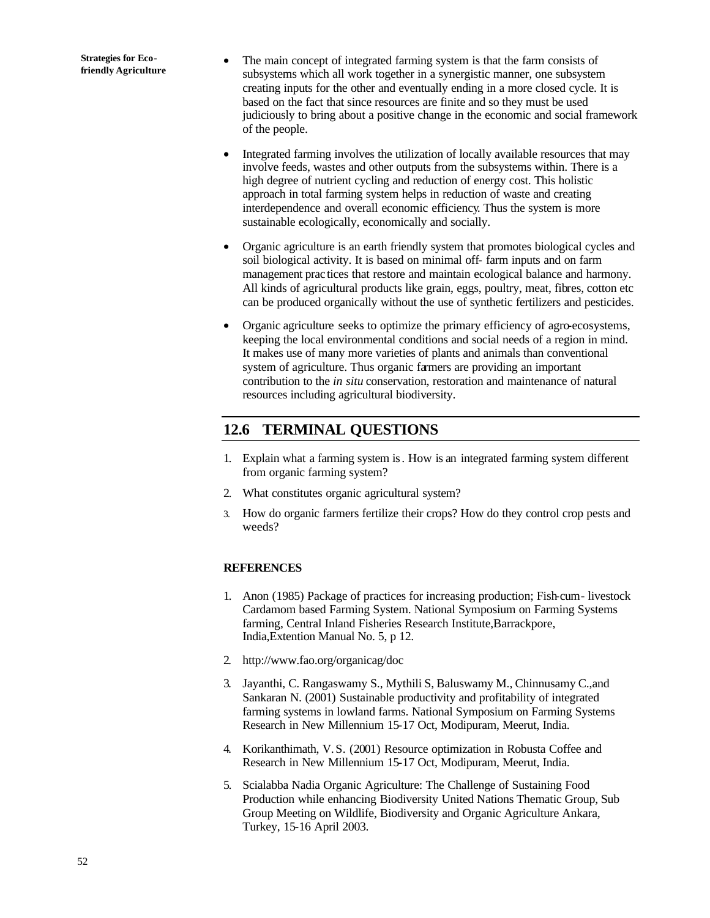- The main concept of integrated farming system is that the farm consists of subsystems which all work together in a synergistic manner, one subsystem creating inputs for the other and eventually ending in a more closed cycle. It is based on the fact that since resources are finite and so they must be used judiciously to bring about a positive change in the economic and social framework of the people.

- Integrated farming involves the utilization of locally available resources that may involve feeds, wastes and other outputs from the subsystems within. There is a high degree of nutrient cycling and reduction of energy cost. This holistic approach in total farming system helps in reduction of waste and creating interdependence and overall economic efficiency. Thus the system is more sustainable ecologically, economically and socially.

- Organic agriculture is an earth friendly system that promotes biological cycles and soil biological activity. It is based on minimal off- farm inputs and on farm management prac tices that restore and maintain ecological balance and harmony. All kinds of agricultural products like grain, eggs, poultry, meat, fibres, cotton etc can be produced organically without the use of synthetic fertilizers and pesticides.

- Organic agriculture seeks to optimize the primary efficiency of agro-ecosystems, keeping the local environmental conditions and social needs of a region in mind. It makes use of many more varieties of plants and animals than conventional system of agriculture. Thus organic farmers are providing an important contribution to the *in situ* conservation, restoration and maintenance of natural resources including agricultural biodiversity.

## 12.6 TERMINAL QUESTIONS

1. Explain what a farming system is. How is an integrated farming system different from organic farming system?
2. What constitutes organic agricultural system?
3. How do organic farmers fertilize their crops? How do they control crop pests and weeds?

### REFERENCES

1. Anon (1985) Package of practices for increasing production; Fish-cum- livestock Cardamom based Farming System. National Symposium on Farming Systems farming, Central Inland Fisheries Research Institute,Barrackpore, India,Extention Manual No. 5, p 12.
2. http://www.fao.org/organicag/doc
3. Jayanthi, C. Rangaswamy S., Mythili S, Baluswamy M., Chinnusamy C.,and Sankaran N. (2001) Sustainable productivity and profitability of integrated farming systems in lowland farms. National Symposium on Farming Systems Research in New Millennium 15-17 Oct, Modipuram, Meerut, India.
4. Korikanthimath, V.S. (2001) Resource optimization in Robusta Coffee and Research in New Millennium 15-17 Oct, Modipuram, Meerut, India.
5. Scialabba Nadia Organic Agriculture: The Challenge of Sustaining Food Production while enhancing Biodiversity United Nations Thematic Group, Sub Group Meeting on Wildlife, Biodiversity and Organic Agriculture Ankara, Turkey, 15-16 April 2003.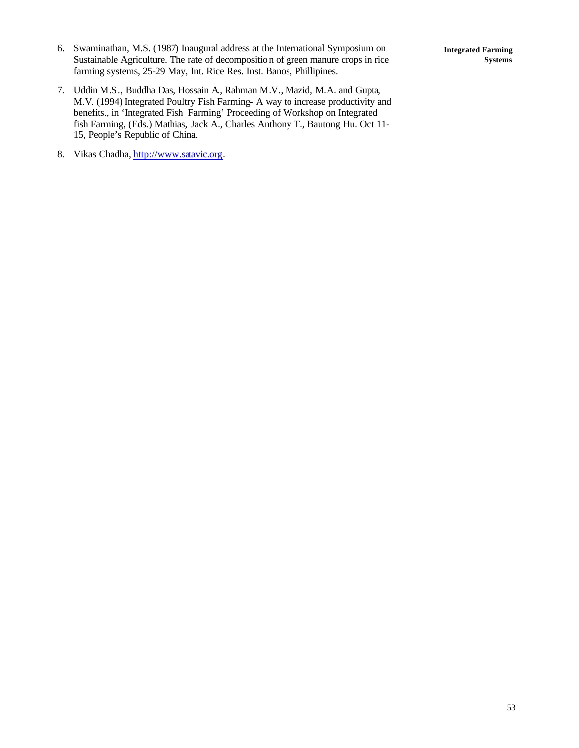6. Swaminathan, M.S. (1987) Inaugural address at the International Symposium on Sustainable Agriculture. The rate of decomposition of green manure crops in rice farming systems, 25-29 May, Int. Rice Res. Inst. Banos, Phillipines.

7. Uddin M.S., Buddha Das, Hossain A., Rahman M.V., Mazid, M.A. and Gupta, M.V. (1994) Integrated Poultry Fish Farming- A way to increase productivity and benefits., in 'Integrated Fish Farming' Proceeding of Workshop on Integrated fish Farming, (Eds.) Mathias, Jack A., Charles Anthony T., Bautong Hu. Oct 11-15, People's Republic of China.

8. Vikas Chadha, http://www.satavic.org.